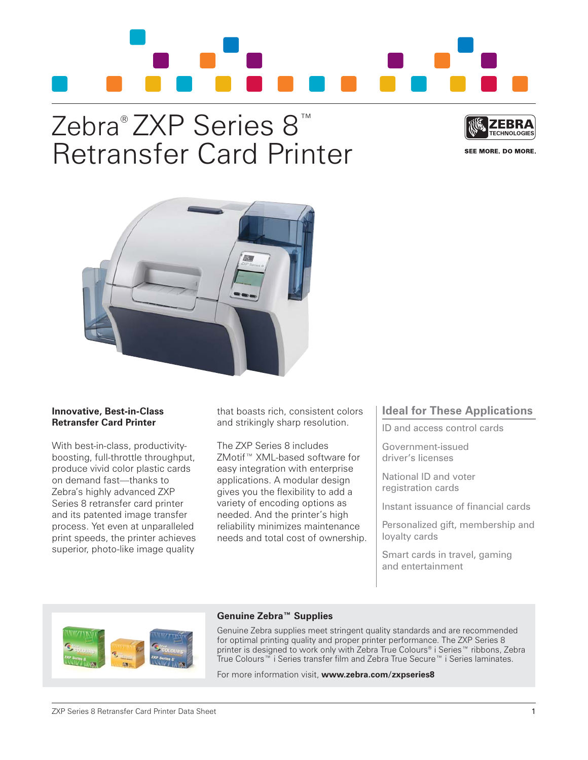# Zebra® ZXP Series 8™ Retransfer Card Printer

SEE MORE. DO MORE.

**Innovative, Best-in-Class Retransfer Card Printer**

With best-in-class, productivity-boosting, full-throttle throughput, produce vivid color plastic cards on demand fast—thanks to Zebra's highly advanced ZXP Series 8 retransfer card printer and its patented image transfer process. Yet even at unparalleled print speeds, the printer achieves superior, photo-like image quality that boasts rich, consistent colors and strikingly sharp resolution.

The ZXP Series 8 includes ZMotif™ XML-based software for easy integration with enterprise applications. A modular design gives you the flexibility to add a variety of encoding options as needed. And the printer's high reliability minimizes maintenance needs and total cost of ownership.

## Ideal for These Applications

ID and access control cards

Government-issued driver's licenses

National ID and voter registration cards

Instant issuance of financial cards

Personalized gift, membership and loyalty cards

Smart cards in travel, gaming and entertainment

**Genuine Zebra™ Supplies**

Genuine Zebra supplies meet stringent quality standards and are recommended for optimal printing quality and proper printer performance. The ZXP Series 8 printer is designed to work only with Zebra True Colours® i Series™ ribbons, Zebra True Colours™ i Series transfer film and Zebra True Secure™ i Series laminates.

For more information visit, **www.zebra.com/zxpseries8**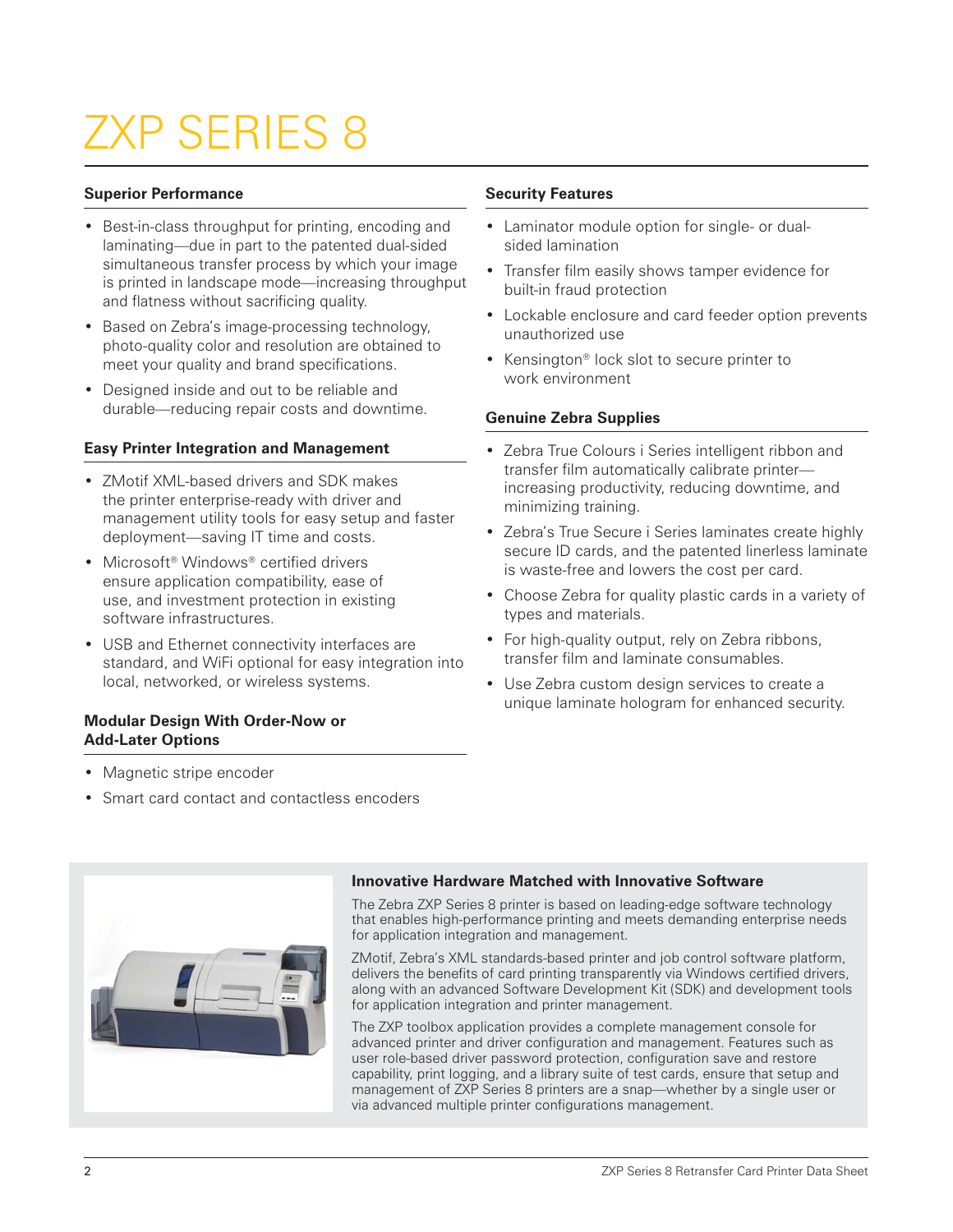# ZXP SERIES 8

### Superior Performance

- Best-in-class throughput for printing, encoding and laminating—due in part to the patented dual-sided simultaneous transfer process by which your image is printed in landscape mode—increasing throughput and flatness without sacrificing quality.
- Based on Zebra's image-processing technology, photo-quality color and resolution are obtained to meet your quality and brand specifications.
- Designed inside and out to be reliable and durable—reducing repair costs and downtime.

### Easy Printer Integration and Management

- ZMotif XML-based drivers and SDK makes the printer enterprise-ready with driver and management utility tools for easy setup and faster deployment—saving IT time and costs.
- Microsoft® Windows® certified drivers ensure application compatibility, ease of use, and investment protection in existing software infrastructures.
- USB and Ethernet connectivity interfaces are standard, and WiFi optional for easy integration into local, networked, or wireless systems.

### Modular Design With Order-Now or Add-Later Options

- Magnetic stripe encoder
- Smart card contact and contactless encoders

### Security Features

- Laminator module option for single- or dual-sided lamination
- Transfer film easily shows tamper evidence for built-in fraud protection
- Lockable enclosure and card feeder option prevents unauthorized use
- Kensington® lock slot to secure printer to work environment

### Genuine Zebra Supplies

- Zebra True Colours i Series intelligent ribbon and transfer film automatically calibrate printer—increasing productivity, reducing downtime, and minimizing training.
- Zebra's True Secure i Series laminates create highly secure ID cards, and the patented linerless laminate is waste-free and lowers the cost per card.
- Choose Zebra for quality plastic cards in a variety of types and materials.
- For high-quality output, rely on Zebra ribbons, transfer film and laminate consumables.
- Use Zebra custom design services to create a unique laminate hologram for enhanced security.

### Innovative Hardware Matched with Innovative Software

The Zebra ZXP Series 8 printer is based on leading-edge software technology that enables high-performance printing and meets demanding enterprise needs for application integration and management.

ZMotif, Zebra's XML standards-based printer and job control software platform, delivers the benefits of card printing transparently via Windows certified drivers, along with an advanced Software Development Kit (SDK) and development tools for application integration and printer management.

The ZXP toolbox application provides a complete management console for advanced printer and driver configuration and management. Features such as user role-based driver password protection, configuration save and restore capability, print logging, and a library suite of test cards, ensure that setup and management of ZXP Series 8 printers are a snap—whether by a single user or via advanced multiple printer configurations management.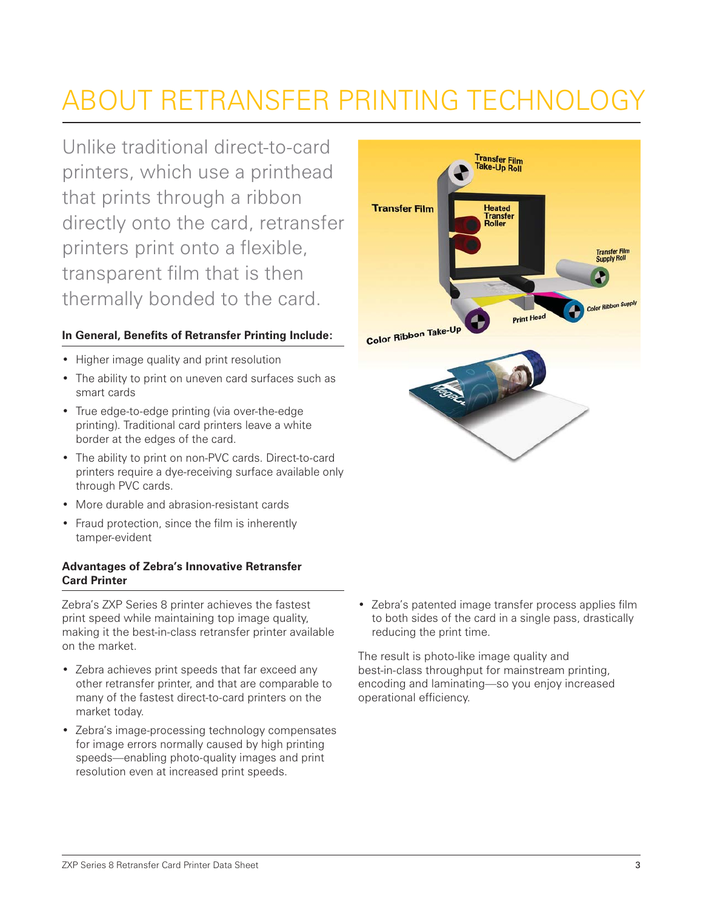# ABOUT RETRANSFER PRINTING TECHNOLOGY

Unlike traditional direct-to-card printers, which use a printhead that prints through a ribbon directly onto the card, retransfer printers print onto a flexible, transparent film that is then thermally bonded to the card.

### In General, Benefits of Retransfer Printing Include:

- Higher image quality and print resolution
- The ability to print on uneven card surfaces such as smart cards
- True edge-to-edge printing (via over-the-edge printing). Traditional card printers leave a white border at the edges of the card.
- The ability to print on non-PVC cards. Direct-to-card printers require a dye-receiving surface available only through PVC cards.
- More durable and abrasion-resistant cards
- Fraud protection, since the film is inherently tamper-evident

### Advantages of Zebra's Innovative Retransfer Card Printer

Zebra's ZXP Series 8 printer achieves the fastest print speed while maintaining top image quality, making it the best-in-class retransfer printer available on the market.

- Zebra achieves print speeds that far exceed any other retransfer printer, and that are comparable to many of the fastest direct-to-card printers on the market today.
- Zebra's image-processing technology compensates for image errors normally caused by high printing speeds—enabling photo-quality images and print resolution even at increased print speeds.
- Zebra's patented image transfer process applies film to both sides of the card in a single pass, drastically reducing the print time.

The result is photo-like image quality and best-in-class throughput for mainstream printing, encoding and laminating—so you enjoy increased operational efficiency.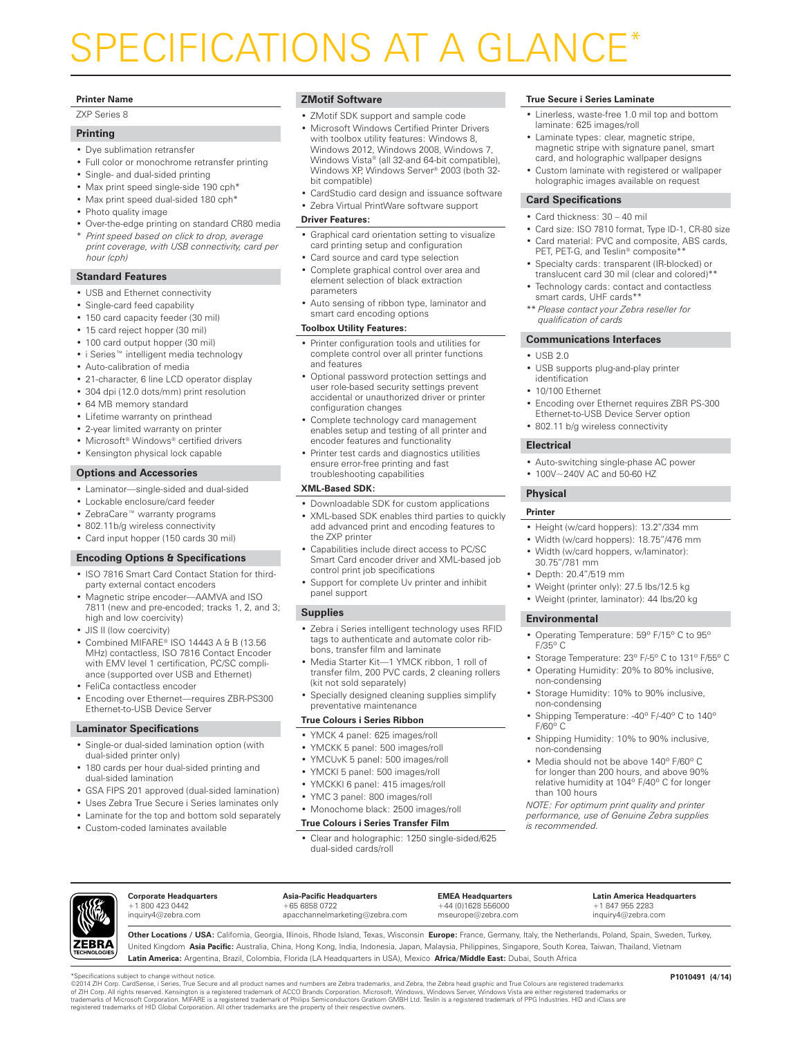# SPECIFICATIONS AT A GLANCE*

**Printer Name**

ZXP Series 8

## Printing

- Dye sublimation retransfer
- Full color or monochrome retransfer printing
- Single- and dual-sided printing
- Max print speed single-side 190 cph*
- Max print speed dual-sided 180 cph*
- Photo quality image
- Over-the-edge printing on standard CR80 media

\* *Print speed based on click to drop, average print coverage, with USB connectivity, card per hour (cph)*

## Standard Features

- USB and Ethernet connectivity
- Single-card feed capability
- 150 card capacity feeder (30 mil)
- 15 card reject hopper (30 mil)
- 100 card output hopper (30 mil)
- i Series™ intelligent media technology
- Auto-calibration of media
- 21-character, 6 line LCD operator display
- 304 dpi (12.0 dots/mm) print resolution
- 64 MB memory standard
- Lifetime warranty on printhead
- 2-year limited warranty on printer
- Microsoft® Windows® certified drivers
- Kensington physical lock capable

## Options and Accessories

- Laminator—single-sided and dual-sided
- Lockable enclosure/card feeder
- ZebraCare™ warranty programs
- 802.11b/g wireless connectivity
- Card input hopper (150 cards 30 mil)

## Encoding Options & Specifications

- ISO 7816 Smart Card Contact Station for third-party external contact encoders
- Magnetic stripe encoder—AAMVA and ISO 7811 (new and pre-encoded; tracks 1, 2, and 3; high and low coercivity)
- JIS II (low coercivity)
- Combined MIFARE® ISO 14443 A & B (13.56 MHz) contactless, ISO 7816 Contact Encoder with EMV level 1 certification, PC/SC compliance (supported over USB and Ethernet)
- FeliCa contactless encoder
- Encoding over Ethernet—requires ZBR-PS300 Ethernet-to-USB Device Server

## Laminator Specifications

- Single-or dual-sided lamination option (with dual-sided printer only)
- 180 cards per hour dual-sided printing and dual-sided lamination
- GSA FIPS 201 approved (dual-sided lamination)
- Uses Zebra True Secure i Series laminates only
- Laminate for the top and bottom sold separately
- Custom-coded laminates available

## ZMotif Software

- ZMotif SDK support and sample code
- Microsoft Windows Certified Printer Drivers with toolbox utility features: Windows 8, Windows 2012, Windows 2008, Windows 7, Windows Vista® (all 32-and 64-bit compatible), Windows XP, Windows Server® 2003 (both 32-bit compatible)
- CardStudio card design and issuance software
- Zebra Virtual PrintWare software support

**Driver Features:**

- Graphical card orientation setting to visualize card printing setup and configuration
- Card source and card type selection
- Complete graphical control over area and element selection of black extraction parameters
- Auto sensing of ribbon type, laminator and smart card encoding options

**Toolbox Utility Features:**

- Printer configuration tools and utilities for complete control over all printer functions and features
- Optional password protection settings and user role-based security settings prevent accidental or unauthorized driver or printer configuration changes
- Complete technology card management enables setup and testing of all printer and encoder features and functionality
- Printer test cards and diagnostics utilities ensure error-free printing and fast troubleshooting capabilities

**XML-Based SDK:**

- Downloadable SDK for custom applications
- XML-based SDK enables third parties to quickly add advanced print and encoding features to the ZXP printer
- Capabilities include direct access to PC/SC Smart Card encoder driver and XML-based job control print job specifications
- Support for complete Uv printer and inhibit panel support

## Supplies

- Zebra i Series intelligent technology uses RFID tags to authenticate and automate color ribbons, transfer film and laminate
- Media Starter Kit—1 YMCK ribbon, 1 roll of transfer film, 200 PVC cards, 2 cleaning rollers (kit not sold separately)
- Specially designed cleaning supplies simplify preventative maintenance

**True Colours i Series Ribbon**

- YMCK 4 panel: 625 images/roll
- YMCKK 5 panel: 500 images/roll
- YMCUvK 5 panel: 500 images/roll
- YMCKI 5 panel: 500 images/roll
- YMCKKI 6 panel: 415 images/roll
- YMC 3 panel: 800 images/roll
- Monochome black: 2500 images/roll

**True Colours i Series Transfer Film**

- Clear and holographic: 1250 single-sided/625 dual-sided cards/roll

**True Secure i Series Laminate**

- Linerless, waste-free 1.0 mil top and bottom laminate: 625 images/roll
- Laminate types: clear, magnetic stripe, magnetic stripe with signature panel, smart card, and holographic wallpaper designs
- Custom laminate with registered or wallpaper holographic images available on request

## Card Specifications

- Card thickness: 30 – 40 mil
- Card size: ISO 7810 format, Type ID-1, CR-80 size
- Card material: PVC and composite, ABS cards, PET, PET-G, and Teslin® composite**
- Specialty cards: transparent (IR-blocked) or translucent card 30 mil (clear and colored)**
- Technology cards: contact and contactless smart cards, UHF cards**

\*\* *Please contact your Zebra reseller for qualification of cards*

## Communications Interfaces

- USB 2.0
- USB supports plug-and-play printer identification
- 10/100 Ethernet
- Encoding over Ethernet requires ZBR PS-300 Ethernet-to-USB Device Server option
- 802.11 b/g wireless connectivity

## Electrical

- Auto-switching single-phase AC power
- 100V~240V AC and 50-60 HZ

## Physical

**Printer**

- Height (w/card hoppers): 13.2"/334 mm
- Width (w/card hoppers): 18.75"/476 mm
- Width (w/card hoppers, w/laminator): 30.75"/781 mm
- Depth: 20.4"/519 mm
- Weight (printer only): 27.5 lbs/12.5 kg
- Weight (printer, laminator): 44 lbs/20 kg

## Environmental

- Operating Temperature: 59º F/15º C to 95º F/35º C
- Storage Temperature: 23º F/-5º C to 131º F/55º C
- Operating Humidity: 20% to 80% inclusive, non-condensing
- Storage Humidity: 10% to 90% inclusive, non-condensing
- Shipping Temperature: -40º F/-40º C to 140º F/60º C
- Shipping Humidity: 10% to 90% inclusive, non-condensing
- Media should not be above 140º F/60º C for longer than 200 hours, and above 90% relative humidity at 104º F/40º C for longer than 100 hours

*NOTE: For optimum print quality and printer performance, use of Genuine Zebra supplies is recommended.*

**Corporate Headquarters**
+1 800 423 0442
inquiry4@zebra.com

**Asia-Pacific Headquarters**
+65 6858 0722
apacchannelmarketing@zebra.com

**EMEA Headquarters**
+44 (0)1628 556000
mseurope@zebra.com

**Latin America Headquarters**
+1 847 955 2283
inquiry4@zebra.com

**Other Locations / USA:** California, Georgia, Illinois, Rhode Island, Texas, Wisconsin **Europe:** France, Germany, Italy, the Netherlands, Poland, Spain, Sweden, Turkey, United Kingdom **Asia Pacific:** Australia, China, Hong Kong, India, Indonesia, Japan, Malaysia, Philippines, Singapore, South Korea, Taiwan, Thailand, Vietnam **Latin America:** Argentina, Brazil, Colombia, Florida (LA Headquarters in USA), Mexico **Africa/Middle East:** Dubai, South Africa

\*Specifications subject to change without notice.
©2014 ZIH Corp. CardSense, i Series, True Secure and all product names and numbers are Zebra trademarks, and Zebra, the Zebra head graphic and True Colours are registered trademarks of ZIH Corp. All rights reserved. Kensington is a registered trademark of ACCO Brands Corporation. Microsoft, Windows, Windows Server, Windows Vista are either registered trademarks or trademarks of Microsoft Corporation. MIFARE is a registered trademark of Philips Semiconductors Gratkorn GMBH Ltd. Teslin is a registered trademark of PPG Industries. HID and iClass are registered trademarks of HID Global Corporation. All other trademarks are the property of their respective owners.

P1010491 (4/14)